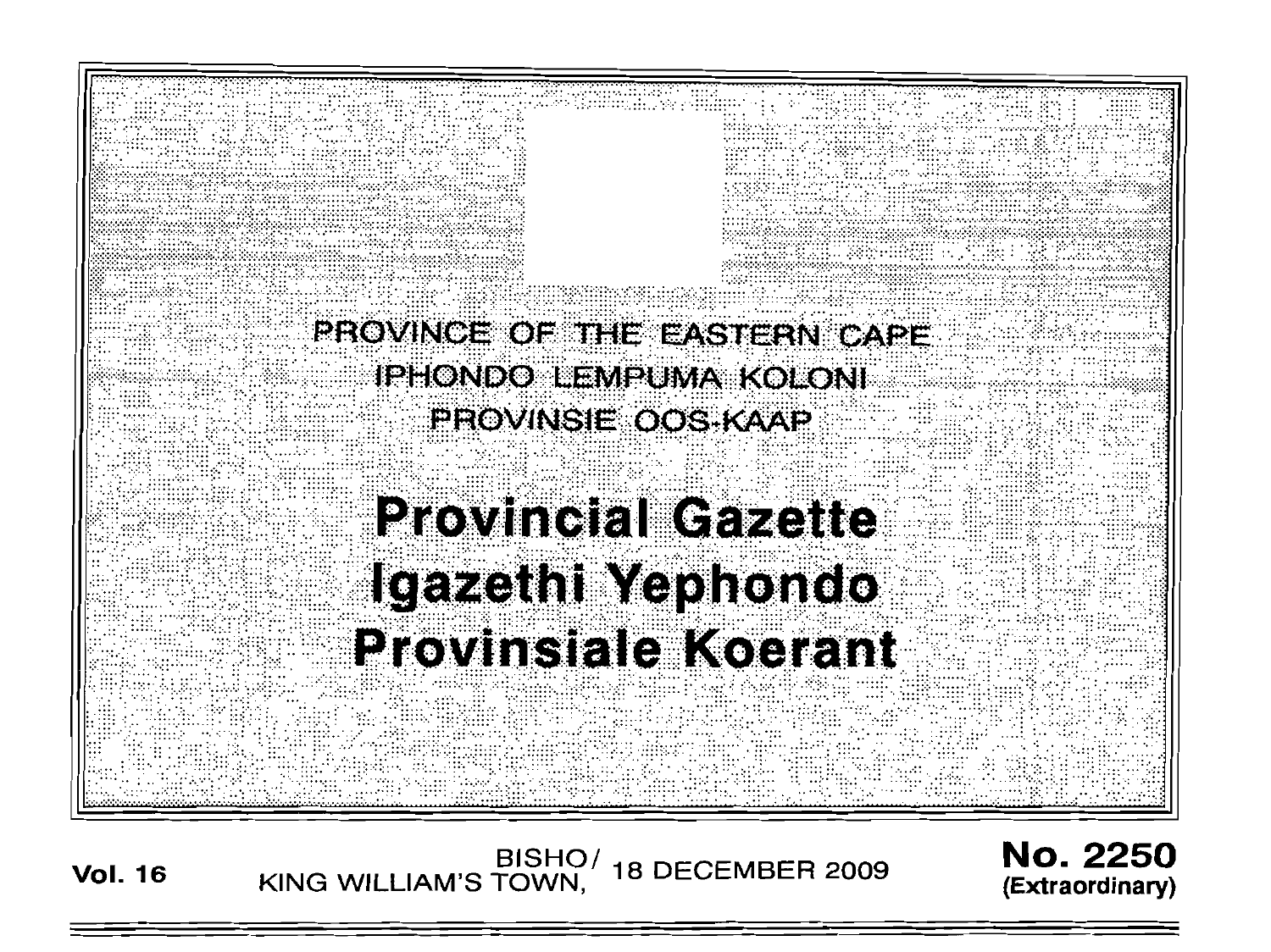PROVINCE OF THE EASTERN CAPE

IPHONDO LEMPUMA KOLONI

PROVINSIE OOS-KAAP

# Provincial Gazette

# Igazethi Yephondo

# Provinsiale Koerant

**Vol. 16** BISHO/ KING WILLIAM'S TOWN, 18 DECEMBER 2009 **No. 2250** **(Extraordinary)**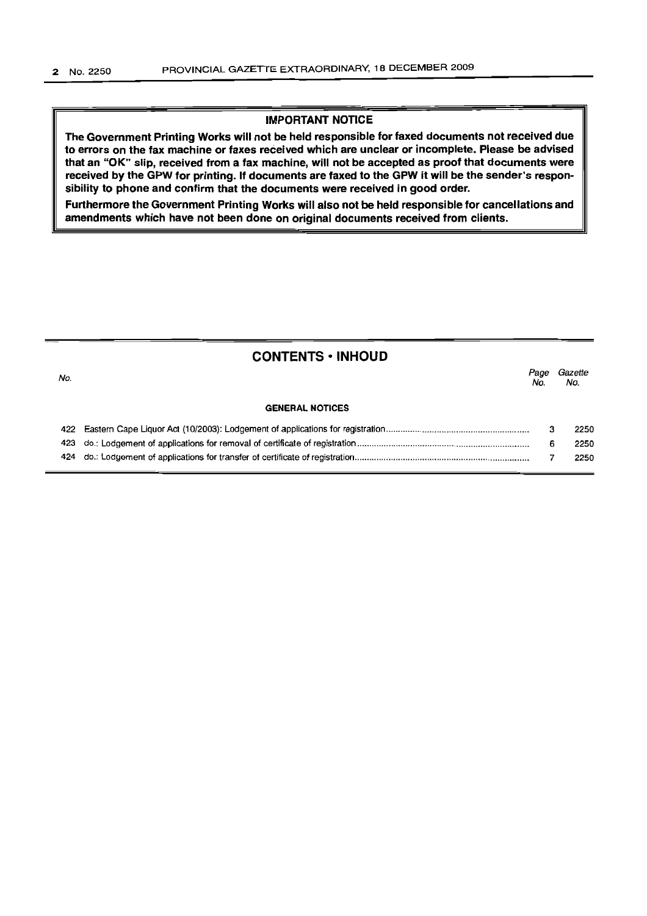**IMPORTANT NOTICE**

**The Government Printing Works will not be held responsible for faxed documents not received due to errors on the fax machine or faxes received which are unclear or incomplete. Please be advised that an "OK" slip, received from a fax machine, will not be accepted as proof that documents were received by the GPW for printing. If documents are faxed to the GPW it will be the sender's responsibility to phone and confirm that the documents were received in good order.**

**Furthermore the Government Printing Works will also not be held responsible for cancellations and amendments which have not been done on original documents received from clients.**

## CONTENTS • INHOUD

| *No.* | | *Page No.* | *Gazette No.* |
|---|---|---|---|
| | **GENERAL NOTICES** | | |
| 422 | Eastern Cape Liquor Act (10/2003): Lodgement of applications for registration | 3 | 2250 |
| 423 | do.: Lodgement of applications for removal of certificate of registration | 6 | 2250 |
| 424 | do.: Lodgement of applications for transfer of certificate of registration | 7 | 2250 |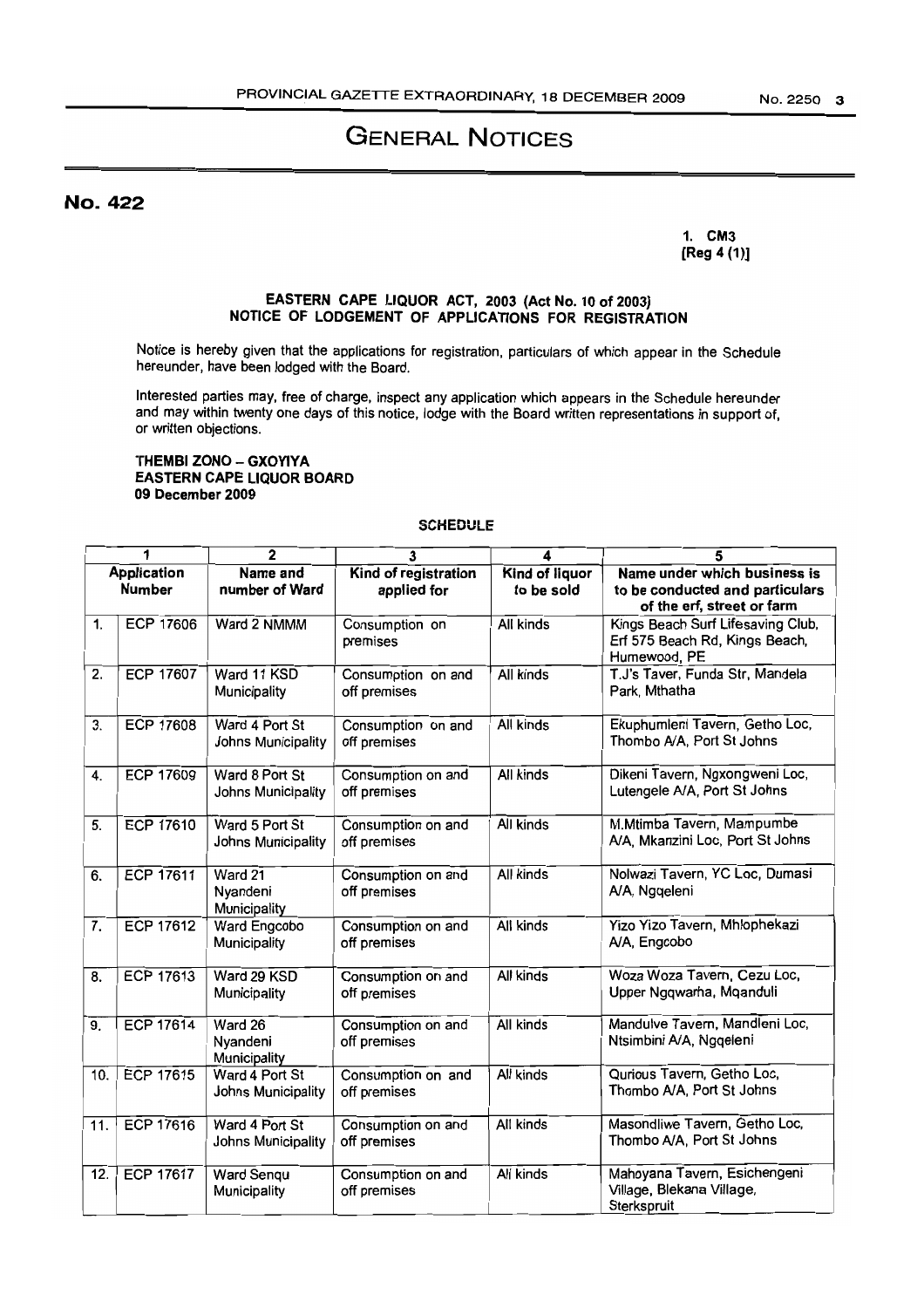# GENERAL NOTICES

## No. 422

1. CM3
[Reg 4 (1)]

**EASTERN CAPE LIQUOR ACT, 2003 (Act No. 10 of 2003)**
**NOTICE OF LODGEMENT OF APPLICATIONS FOR REGISTRATION**

Notice is hereby given that the applications for registration, particulars of which appear in the Schedule hereunder, have been lodged with the Board.

Interested parties may, free of charge, inspect any application which appears in the Schedule hereunder and may within twenty one days of this notice, lodge with the Board written representations in support of, or written objections.

**THEMBI ZONO – GXOYIYA**
**EASTERN CAPE LIQUOR BOARD**
**09 December 2009**

**SCHEDULE**

| 1 | | 2 | 3 | 4 | 5 |
|---|---|---|---|---|---|
| **Application Number** | | **Name and number of Ward** | **Kind of registration applied for** | **Kind of liquor to be sold** | **Name under which business is to be conducted and particulars of the erf, street or farm** |
| 1. | ECP 17606 | Ward 2 NMMM | Consumption on premises | All kinds | Kings Beach Surf Lifesaving Club, Erf 575 Beach Rd, Kings Beach, Humewood, PE |
| 2. | ECP 17607 | Ward 11 KSD Municipality | Consumption on and off premises | All kinds | T.J's Taver, Funda Str, Mandela Park, Mthatha |
| 3. | ECP 17608 | Ward 4 Port St Johns Municipality | Consumption on and off premises | All kinds | Ekuphumleni Tavern, Getho Loc, Thombo A/A, Port St Johns |
| 4. | ECP 17609 | Ward 8 Port St Johns Municipality | Consumption on and off premises | All kinds | Dikeni Tavern, Ngxongweni Loc, Lutengele A/A, Port St Johns |
| 5. | ECP 17610 | Ward 5 Port St Johns Municipality | Consumption on and off premises | All kinds | M.Mtimba Tavern, Mampumbe A/A, Mkanzini Loc, Port St Johns |
| 6. | ECP 17611 | Ward 21 Nyandeni Municipality | Consumption on and off premises | All kinds | Nolwazi Tavern, YC Loc, Dumasi A/A, Ngqeleni |
| 7. | ECP 17612 | Ward Engcobo Municipality | Consumption on and off premises | All kinds | Yizo Yizo Tavern, Mhlophekazi A/A, Engcobo |
| 8. | ECP 17613 | Ward 29 KSD Municipality | Consumption on and off premises | All kinds | Woza Woza Tavern, Cezu Loc, Upper Ngqwarha, Mqanduli |
| 9. | ECP 17614 | Ward 26 Nyandeni Municipality | Consumption on and off premises | All kinds | Mandulve Tavern, Mandleni Loc, Ntsimbini A/A, Ngqeleni |
| 10. | ECP 17615 | Ward 4 Port St Johns Municipality | Consumption on and off premises | All kinds | Qurious Tavern, Getho Loc, Thombo A/A, Port St Johns |
| 11. | ECP 17616 | Ward 4 Port St Johns Municipality | Consumption on and off premises | All kinds | Masondliwe Tavern, Getho Loc, Thombo A/A, Port St Johns |
| 12. | ECP 17617 | Ward Senqu Municipality | Consumption on and off premises | All kinds | Mahoyana Tavern, Esichengeni Village, Blekana Village, Sterkspruit |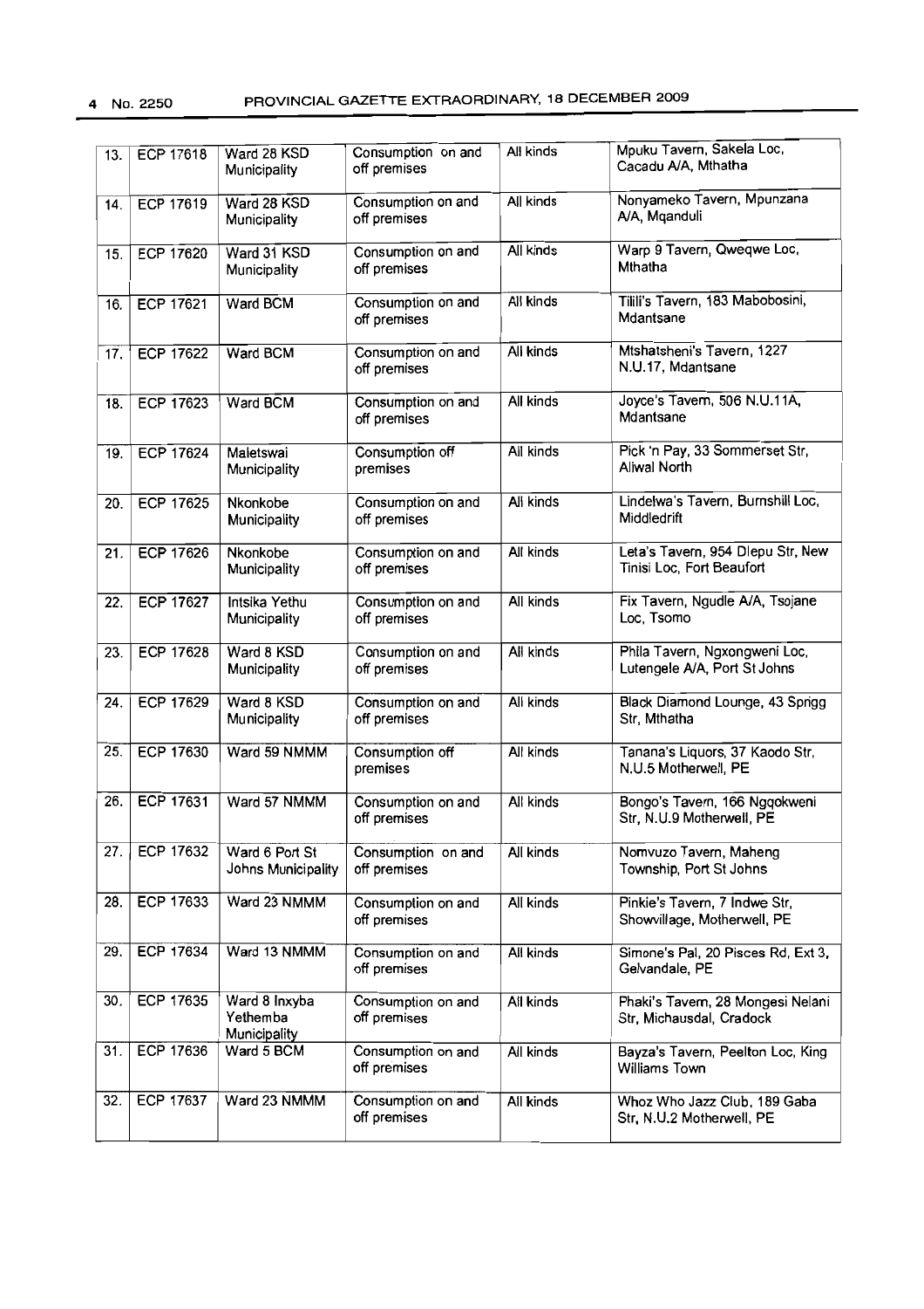| 13. | ECP 17618 | Ward 28 KSD Municipality | Consumption on and off premises | All kinds | Mpuku Tavern, Sakela Loc, Cacadu A/A, Mthatha |
|---|---|---|---|---|---|
| 14. | ECP 17619 | Ward 28 KSD Municipality | Consumption on and off premises | All kinds | Nonyameko Tavern, Mpunzana A/A, Mqanduli |
| 15. | ECP 17620 | Ward 31 KSD Municipality | Consumption on and off premises | All kinds | Warp 9 Tavern, Qweqwe Loc, Mthatha |
| 16. | ECP 17621 | Ward BCM | Consumption on and off premises | All kinds | Tilili's Tavern, 183 Mabobosini, Mdantsane |
| 17. | ECP 17622 | Ward BCM | Consumption on and off premises | All kinds | Mtshatsheni's Tavern, 1227 N.U.17, Mdantsane |
| 18. | ECP 17623 | Ward BCM | Consumption on and off premises | All kinds | Joyce's Tavern, 506 N.U.11A, Mdantsane |
| 19. | ECP 17624 | Maletswai Municipality | Consumption off premises | All kinds | Pick 'n Pay, 33 Sommerset Str, Aliwal North |
| 20. | ECP 17625 | Nkonkobe Municipality | Consumption on and off premises | All kinds | Lindelwa's Tavern, Burnshill Loc, Middledrift |
| 21. | ECP 17626 | Nkonkobe Municipality | Consumption on and off premises | All kinds | Leta's Tavern, 954 Dlepu Str, New Tinisi Loc, Fort Beaufort |
| 22. | ECP 17627 | Intsika Yethu Municipality | Consumption on and off premises | All kinds | Fix Tavern, Ngudle A/A, Tsojane Loc, Tsomo |
| 23. | ECP 17628 | Ward 8 KSD Municipality | Consumption on and off premises | All kinds | Phila Tavern, Ngxongweni Loc, Lutengele A/A, Port St Johns |
| 24. | ECP 17629 | Ward 8 KSD Municipality | Consumption on and off premises | All kinds | Black Diamond Lounge, 43 Sprigg Str, Mthatha |
| 25. | ECP 17630 | Ward 59 NMMM | Consumption off premises | All kinds | Tanana's Liquors, 37 Kaodo Str, N.U.5 Motherwell, PE |
| 26. | ECP 17631 | Ward 57 NMMM | Consumption on and off premises | All kinds | Bongo's Tavern, 166 Ngqokweni Str, N.U.9 Motherwell, PE |
| 27. | ECP 17632 | Ward 6 Port St Johns Municipality | Consumption on and off premises | All kinds | Nomvuzo Tavern, Maheng Township, Port St Johns |
| 28. | ECP 17633 | Ward 23 NMMM | Consumption on and off premises | All kinds | Pinkie's Tavern, 7 Indwe Str, Showvillage, Motherwell, PE |
| 29. | ECP 17634 | Ward 13 NMMM | Consumption on and off premises | All kinds | Simone's Pal, 20 Pisces Rd, Ext 3, Gelvandale, PE |
| 30. | ECP 17635 | Ward 8 Inxyba Yethemba Municipality | Consumption on and off premises | All kinds | Phaki's Tavern, 28 Mongesi Nelani Str, Michausdal, Cradock |
| 31. | ECP 17636 | Ward 5 BCM | Consumption on and off premises | All kinds | Bayza's Tavern, Peelton Loc, King Williams Town |
| 32. | ECP 17637 | Ward 23 NMMM | Consumption on and off premises | All kinds | Whoz Who Jazz Club, 189 Gaba Str, N.U.2 Motherwell, PE |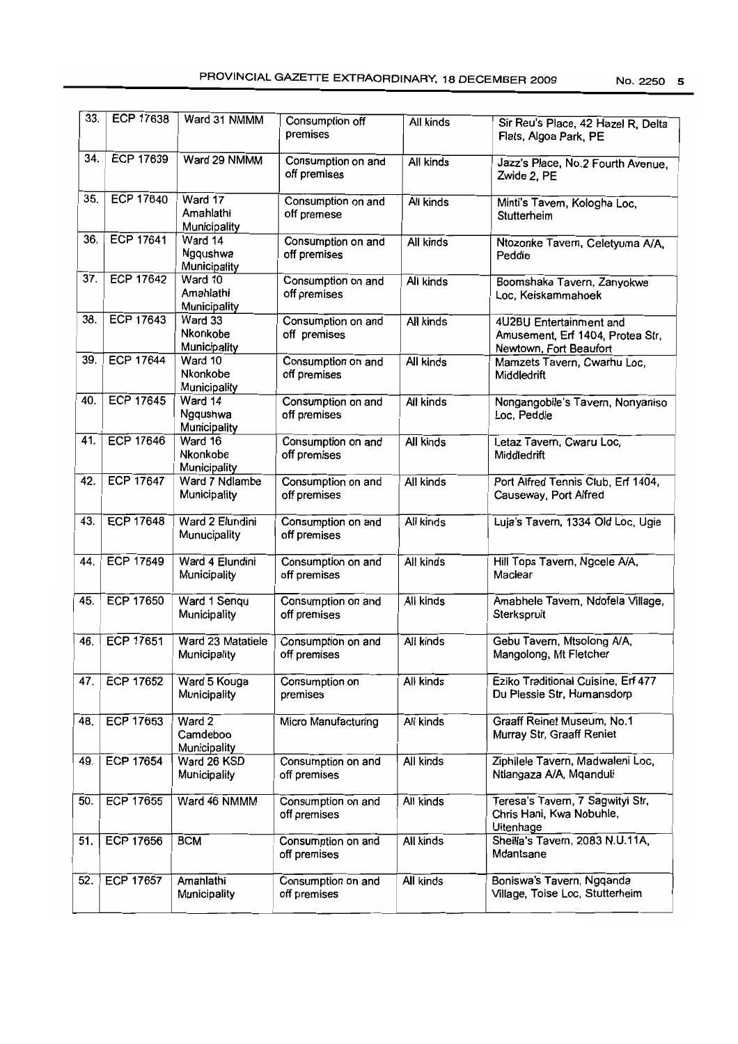| 33. | ECP 17638 | Ward 31 NMMM | Consumption off premises | All kinds | Sir Reu's Place, 42 Hazel R, Delta Flats, Algoa Park, PE |
|---|---|---|---|---|---|
| 34. | ECP 17639 | Ward 29 NMMM | Consumption on and off premises | All kinds | Jazz's Place, No.2 Fourth Avenue, Zwide 2, PE |
| 35. | ECP 17640 | Ward 17 Amahlathi Municipality | Consumption on and off premese | All kinds | Minti's Tavern, Kologha Loc, Stutterheim |
| 36. | ECP 17641 | Ward 14 Ngqushwa Municipality | Consumption on and off premises | All kinds | Ntozonke Tavern, Celetyuma A/A, Peddie |
| 37. | ECP 17642 | Ward 10 Amahlathi Municipality | Consumption on and off premises | All kinds | Boomshaka Tavern, Zanyokwe Loc, Keiskammahoek |
| 38. | ECP 17643 | Ward 33 Nkonkobe Municipality | Consumption on and off premises | All kinds | 4U2BU Entertainment and Amusement, Erf 1404, Protea Str, Newtown, Fort Beaufort |
| 39. | ECP 17644 | Ward 10 Nkonkobe Municipality | Consumption on and off premises | All kinds | Mamzets Tavern, Cwarhu Loc, Middledrift |
| 40. | ECP 17645 | Ward 14 Ngqushwa Municipality | Consumption on and off premises | All kinds | Nongangobile's Tavern, Nonyaniso Loc, Peddie |
| 41. | ECP 17646 | Ward 16 Nkonkobe Municipality | Consumption on and off premises | All kinds | Letaz Tavern, Cwaru Loc, Middledrift |
| 42. | ECP 17647 | Ward 7 Ndlambe Municipality | Consumption on and off premises | All kinds | Port Alfred Tennis Club, Erf 1404, Causeway, Port Alfred |
| 43. | ECP 17648 | Ward 2 Elundini Munucipality | Consumption on and off premises | All kinds | Luja's Tavern, 1334 Old Loc, Ugie |
| 44. | ECP 17649 | Ward 4 Elundini Municipality | Consumption on and off premises | All kinds | Hill Tops Tavern, Ngcele A/A, Maclear |
| 45. | ECP 17650 | Ward 1 Senqu Municipality | Consumption on and off premises | All kinds | Amabhele Tavern, Ndofela Village, Sterkspruit |
| 46. | ECP 17651 | Ward 23 Matatiele Municipality | Consumption on and off premises | All kinds | Gebu Tavern, Mtsolong A/A, Mangolong, Mt Fletcher |
| 47. | ECP 17652 | Ward 5 Kouga Municipality | Consumption on premises | All kinds | Eziko Traditional Cuisine, Erf 477 Du Plessie Str, Humansdorp |
| 48. | ECP 17653 | Ward 2 Camdeboo Municipality | Micro Manufacturing | All kinds | Graaff Reinet Museum, No.1 Murray Str, Graaff Reniet |
| 49. | ECP 17654 | Ward 26 KSD Municipality | Consumption on and off premises | All kinds | Ziphilele Tavern, Madwaleni Loc, Ntlangaza A/A, Mqanduli |
| 50. | ECP 17655 | Ward 46 NMMM | Consumption on and off premises | All kinds | Teresa's Tavern, 7 Sagwityi Str, Chris Hani, Kwa Nobuhle, Uitenhage |
| 51. | ECP 17656 | BCM | Consumption on and off premises | All kinds | Sheila's Tavern, 2083 N.U.11A, Mdantsane |
| 52. | ECP 17657 | Amahlathi Municipality | Consumption on and off premises | All kinds | Boniswa's Tavern, Ngqanda Village, Toise Loc, Stutterheim |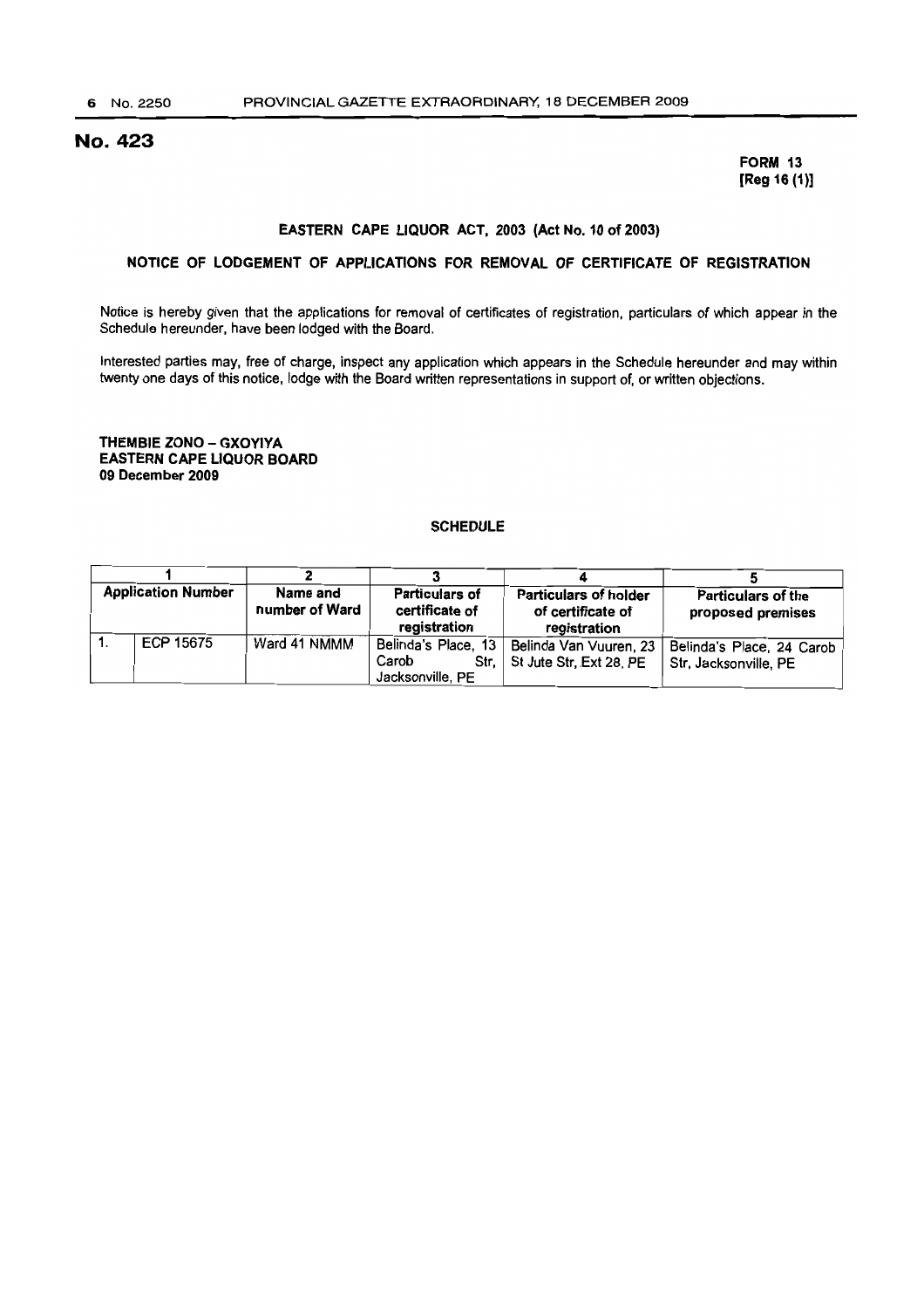# No. 423

**FORM 13**
**[Reg 16 (1)]**

**EASTERN CAPE LIQUOR ACT, 2003 (Act No. 10 of 2003)**

**NOTICE OF LODGEMENT OF APPLICATIONS FOR REMOVAL OF CERTIFICATE OF REGISTRATION**

Notice is hereby given that the applications for removal of certificates of registration, particulars of which appear in the Schedule hereunder, have been lodged with the Board.

Interested parties may, free of charge, inspect any application which appears in the Schedule hereunder and may within twenty one days of this notice, lodge with the Board written representations in support of, or written objections.

**THEMBIE ZONO – GXOYIYA**
**EASTERN CAPE LIQUOR BOARD**
**09 December 2009**

**SCHEDULE**

| 1 | | 2 | 3 | 4 | 5 |
|---|---|---|---|---|---|
| **Application Number** | | **Name and number of Ward** | **Particulars of certificate of registration** | **Particulars of holder of certificate of registration** | **Particulars of the proposed premises** |
| 1. | ECP 15675 | Ward 41 NMMM | Belinda's Place, 13 Carob Str, Jacksonville, PE | Belinda Van Vuuren, 23 St Jute Str, Ext 28, PE | Belinda's Place, 24 Carob Str, Jacksonville, PE |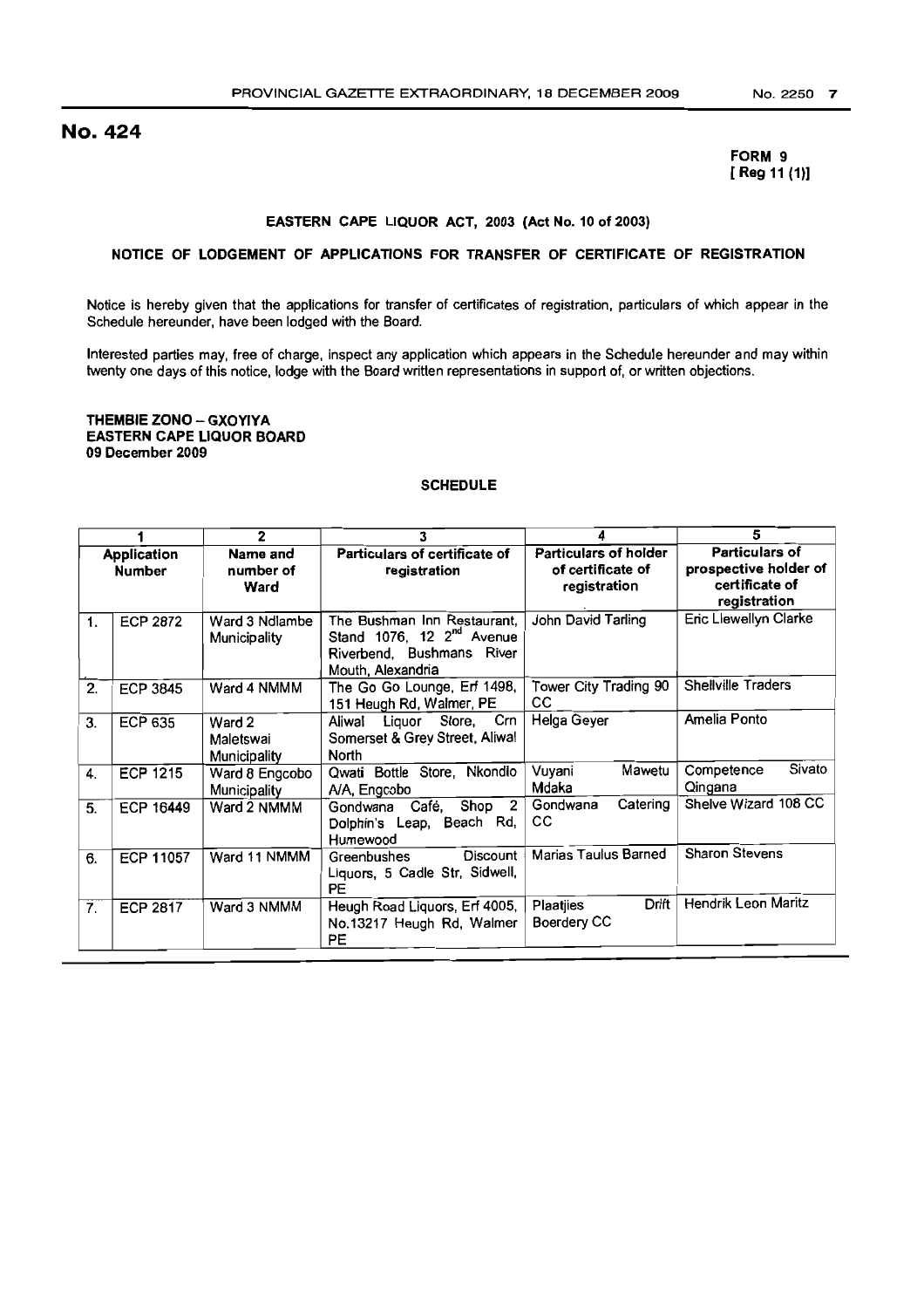# No. 424

**FORM 9**
**[ Reg 11 (1)]**

**EASTERN CAPE LIQUOR ACT, 2003 (Act No. 10 of 2003)**

**NOTICE OF LODGEMENT OF APPLICATIONS FOR TRANSFER OF CERTIFICATE OF REGISTRATION**

Notice is hereby given that the applications for transfer of certificates of registration, particulars of which appear in the Schedule hereunder, have been lodged with the Board.

Interested parties may, free of charge, inspect any application which appears in the Schedule hereunder and may within twenty one days of this notice, lodge with the Board written representations in support of, or written objections.

**THEMBIE ZONO – GXOYIYA**
**EASTERN CAPE LIQUOR BOARD**
**09 December 2009**

**SCHEDULE**

| 1 | | 2 | 3 | 4 | 5 |
|---|---|---|---|---|---|
| **Application Number** | | **Name and number of Ward** | **Particulars of certificate of registration** | **Particulars of holder of certificate of registration** | **Particulars of prospective holder of certificate of registration** |
| 1. | ECP 2872 | Ward 3 Ndlambe Municipality | The Bushman Inn Restaurant, Stand 1076, 12 2nd Avenue Riverbend, Bushmans River Mouth, Alexandria | John David Tarling | Eric Llewellyn Clarke |
| 2. | ECP 3845 | Ward 4 NMMM | The Go Go Lounge, Erf 1498, 151 Heugh Rd, Walmer, PE | Tower City Trading 90 CC | Shellville Traders |
| 3. | ECP 635 | Ward 2 Maletswai Municipality | Aliwal Liquor Store, Crn Somerset & Grey Street, Aliwal North | Helga Geyer | Amelia Ponto |
| 4. | ECP 1215 | Ward 8 Engcobo Municipality | Qwati Bottle Store, Nkondlo A/A, Engcobo | Vuyani Mawetu Mdaka | Competence Sivato Qingana |
| 5. | ECP 16449 | Ward 2 NMMM | Gondwana Café, Shop 2 Dolphin's Leap, Beach Rd, Humewood | Gondwana Catering CC | Shelve Wizard 108 CC |
| 6. | ECP 11057 | Ward 11 NMMM | Greenbushes Discount Liquors, 5 Cadle Str, Sidwell, PE | Marias Taulus Barned | Sharon Stevens |
| 7. | ECP 2817 | Ward 3 NMMM | Heugh Road Liquors, Erf 4005, No.13217 Heugh Rd, Walmer PE | Plaatjies Drift Boerdery CC | Hendrik Leon Maritz |